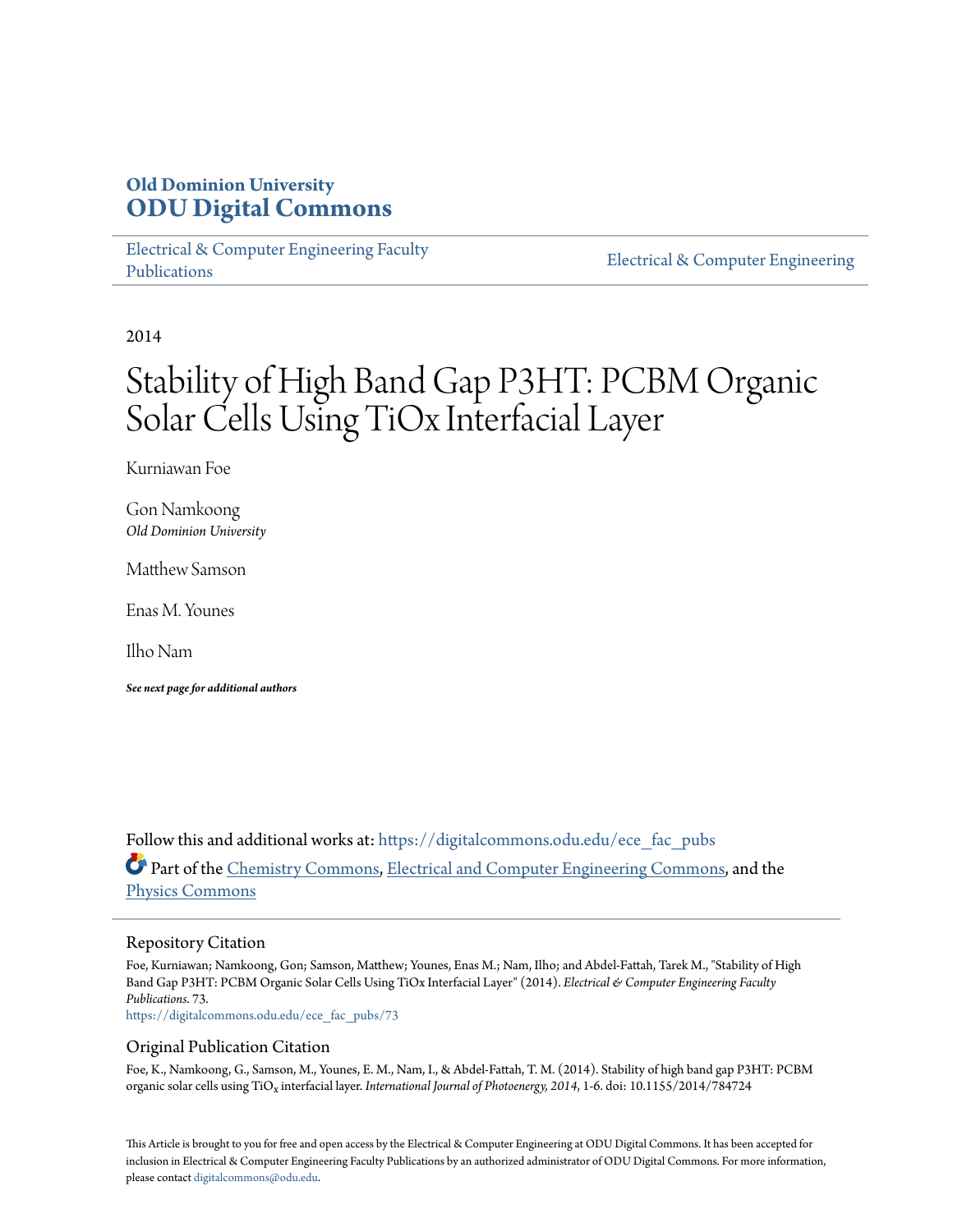# Old Dominion University
# ODU Digital Commons

Electrical & Computer Engineering Faculty Publications

Electrical & Computer Engineering

2014

# Stability of High Band Gap P3HT: PCBM Organic Solar Cells Using TiOx Interfacial Layer

Kurniawan Foe

Gon Namkoong
*Old Dominion University*

Matthew Samson

Enas M. Younes

Ilho Nam

***See next page for additional authors***

Follow this and additional works at: https://digitalcommons.odu.edu/ece_fac_pubs

Part of the Chemistry Commons, Electrical and Computer Engineering Commons, and the Physics Commons

## Repository Citation

Foe, Kurniawan; Namkoong, Gon; Samson, Matthew; Younes, Enas M.; Nam, Ilho; and Abdel-Fattah, Tarek M., "Stability of High Band Gap P3HT: PCBM Organic Solar Cells Using TiOx Interfacial Layer" (2014). *Electrical & Computer Engineering Faculty Publications*. 73.
https://digitalcommons.odu.edu/ece_fac_pubs/73

## Original Publication Citation

Foe, K., Namkoong, G., Samson, M., Younes, E. M., Nam, I., & Abdel-Fattah, T. M. (2014). Stability of high band gap P3HT: PCBM organic solar cells using $TiO_x$ interfacial layer. *International Journal of Photoenergy, 2014*, 1-6. doi: 10.1155/2014/784724

This Article is brought to you for free and open access by the Electrical & Computer Engineering at ODU Digital Commons. It has been accepted for inclusion in Electrical & Computer Engineering Faculty Publications by an authorized administrator of ODU Digital Commons. For more information, please contact digitalcommons@odu.edu.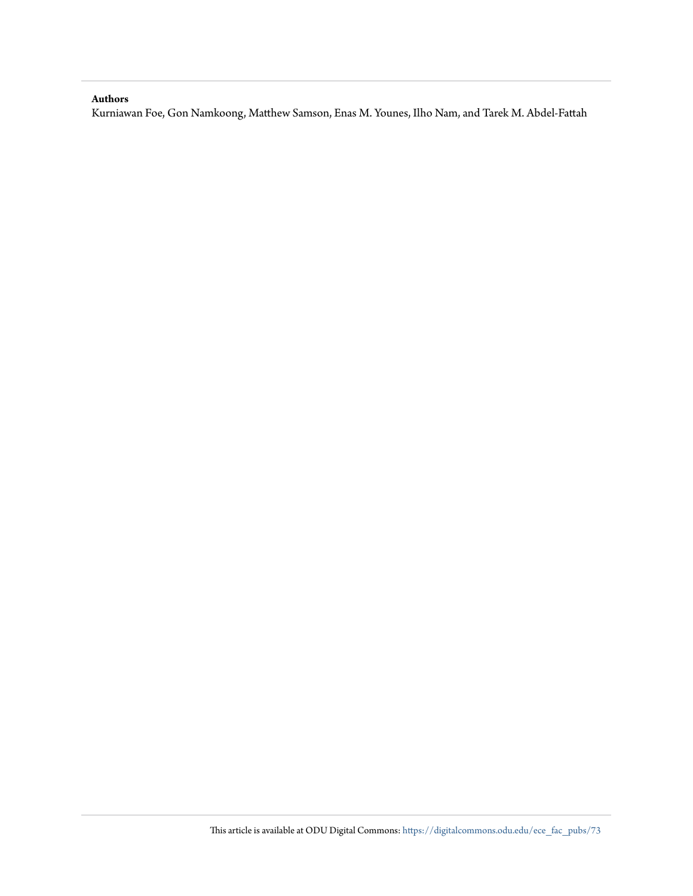**Authors**

Kurniawan Foe, Gon Namkoong, Matthew Samson, Enas M. Younes, Ilho Nam, and Tarek M. Abdel-Fattah

This article is available at ODU Digital Commons: https://digitalcommons.odu.edu/ece_fac_pubs/73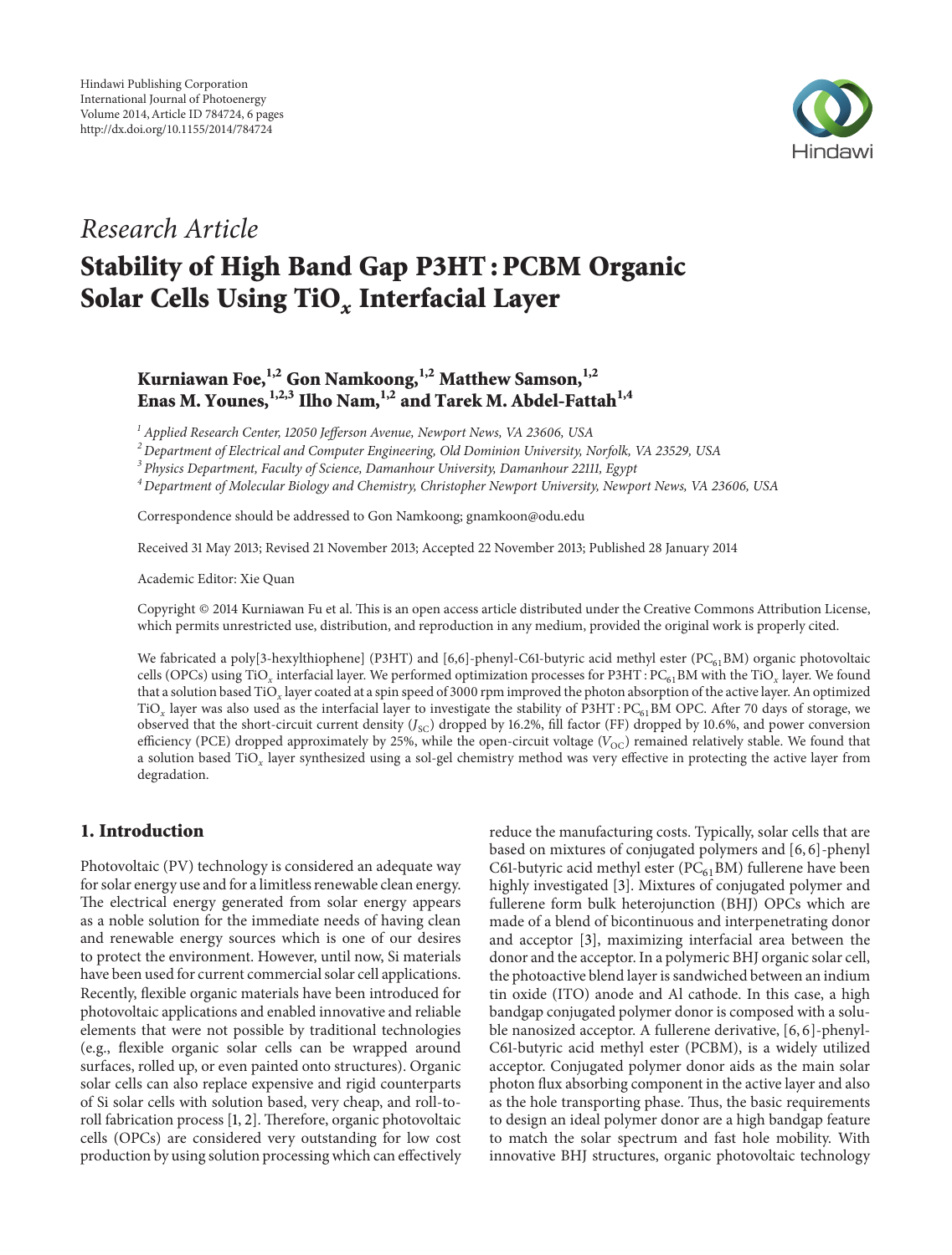## Research Article

# Stability of High Band Gap P3HT : PCBM Organic Solar Cells Using $TiO_x$ Interfacial Layer

**Kurniawan Foe,[1,2] Gon Namkoong,[1,2] Matthew Samson,[1,2] Enas M. Younes,[1,2,3] Ilho Nam,[1,2] and Tarek M. Abdel-Fattah[1,4]**

[1] *Applied Research Center, 12050 Jefferson Avenue, Newport News, VA 23606, USA*
[2] *Department of Electrical and Computer Engineering, Old Dominion University, Norfolk, VA 23529, USA*
[3] *Physics Department, Faculty of Science, Damanhour University, Damanhour 22111, Egypt*
[4] *Department of Molecular Biology and Chemistry, Christopher Newport University, Newport News, VA 23606, USA*

Correspondence should be addressed to Gon Namkoong; gnamkoon@odu.edu

Received 31 May 2013; Revised 21 November 2013; Accepted 22 November 2013; Published 28 January 2014

Academic Editor: Xie Quan

Copyright © 2014 Kurniawan Fu et al. This is an open access article distributed under the Creative Commons Attribution License, which permits unrestricted use, distribution, and reproduction in any medium, provided the original work is properly cited.

We fabricated a poly[3-hexylthiophene] (P3HT) and [6,6]-phenyl-C61-butyric acid methyl ester ($PC_{61}BM$) organic photovoltaic cells (OPCs) using $TiO_x$ interfacial layer. We performed optimization processes for P3HT : $PC_{61}BM$ with the $TiO_x$ layer. We found that a solution based $TiO_x$ layer coated at a spin speed of 3000 rpm improved the photon absorption of the active layer. An optimized $TiO_x$ layer was also used as the interfacial layer to investigate the stability of P3HT : $PC_{61}BM$ OPC. After 70 days of storage, we observed that the short-circuit current density ($J_{SC}$) dropped by 16.2%, fill factor (FF) dropped by 10.6%, and power conversion efficiency (PCE) dropped approximately by 25%, while the open-circuit voltage ($V_{OC}$) remained relatively stable. We found that a solution based $TiO_x$ layer synthesized using a sol-gel chemistry method was very effective in protecting the active layer from degradation.

## 1. Introduction

Photovoltaic (PV) technology is considered an adequate way for solar energy use and for a limitless renewable clean energy. The electrical energy generated from solar energy appears as a noble solution for the immediate needs of having clean and renewable energy sources which is one of our desires to protect the environment. However, until now, Si materials have been used for current commercial solar cell applications. Recently, flexible organic materials have been introduced for photovoltaic applications and enabled innovative and reliable elements that were not possible by traditional technologies (e.g., flexible organic solar cells can be wrapped around surfaces, rolled up, or even painted onto structures). Organic solar cells can also replace expensive and rigid counterparts of Si solar cells with solution based, very cheap, and roll-to-roll fabrication process [1, 2]. Therefore, organic photovoltaic cells (OPCs) are considered very outstanding for low cost production by using solution processing which can effectively reduce the manufacturing costs. Typically, solar cells that are based on mixtures of conjugated polymers and [6, 6]-phenyl C61-butyric acid methyl ester ($PC_{61}BM$) fullerene have been highly investigated [3]. Mixtures of conjugated polymer and fullerene form bulk heterojunction (BHJ) OPCs which are made of a blend of bicontinuous and interpenetrating donor and acceptor [3], maximizing interfacial area between the donor and the acceptor. In a polymeric BHJ organic solar cell, the photoactive blend layer is sandwiched between an indium tin oxide (ITO) anode and Al cathode. In this case, a high bandgap conjugated polymer donor is composed with a soluble nanosized acceptor. A fullerene derivative, [6, 6]-phenyl-C61-butyric acid methyl ester (PCBM), is a widely utilized acceptor. Conjugated polymer donor aids as the main solar photon flux absorbing component in the active layer and also as the hole transporting phase. Thus, the basic requirements to design an ideal polymer donor are a high bandgap feature to match the solar spectrum and fast hole mobility. With innovative BHJ structures, organic photovoltaic technology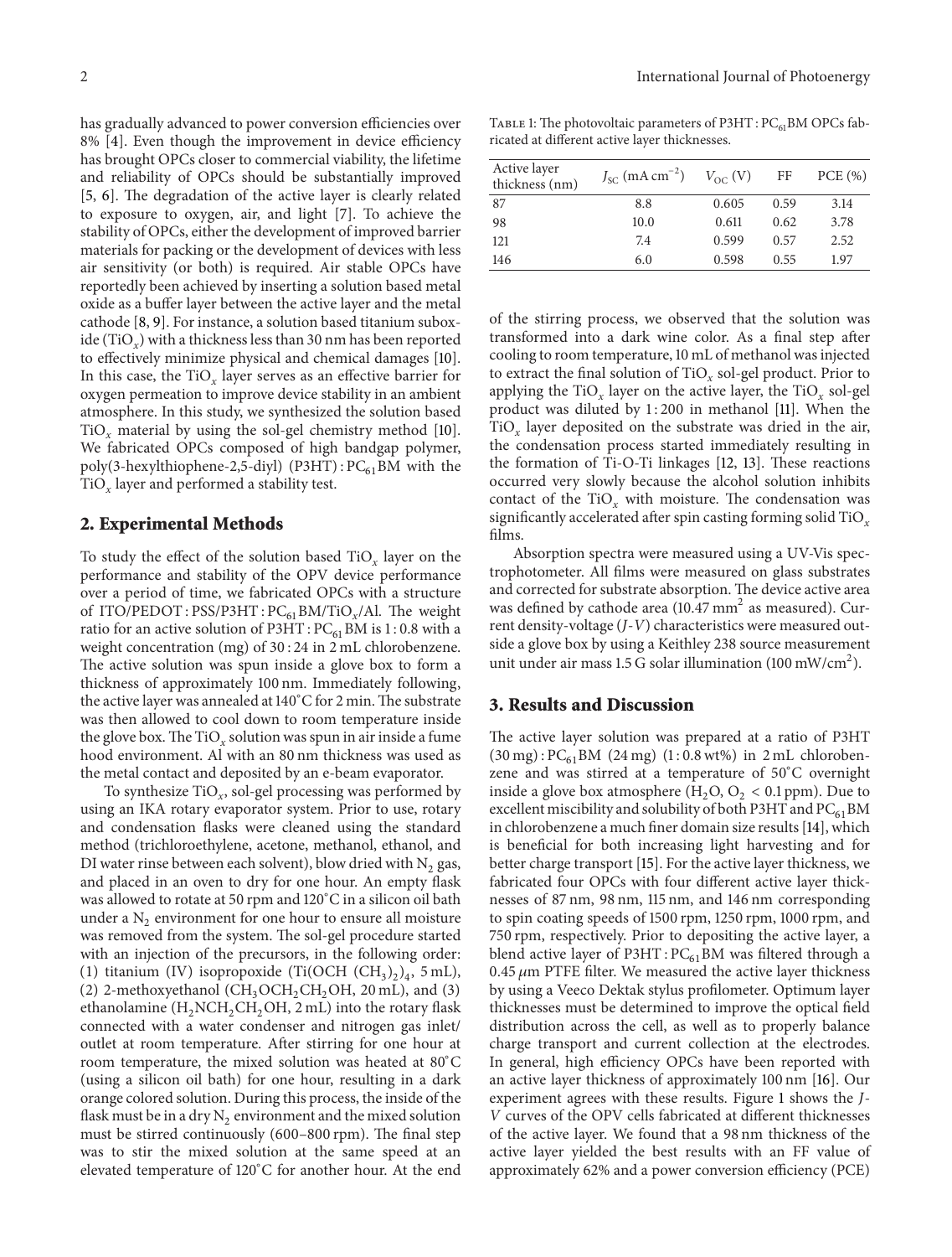has gradually advanced to power conversion efficiencies over 8% [4]. Even though the improvement in device efficiency has brought OPCs closer to commercial viability, the lifetime and reliability of OPCs should be substantially improved [5, 6]. The degradation of the active layer is clearly related to exposure to oxygen, air, and light [7]. To achieve the stability of OPCs, either the development of improved barrier materials for packing or the development of devices with less air sensitivity (or both) is required. Air stable OPCs have reportedly been achieved by inserting a solution based metal oxide as a buffer layer between the active layer and the metal cathode [8, 9]. For instance, a solution based titanium suboxide ($TiO_x$) with a thickness less than 30 nm has been reported to effectively minimize physical and chemical damages [10]. In this case, the $TiO_x$ layer serves as an effective barrier for oxygen permeation to improve device stability in an ambient atmosphere. In this study, we synthesized the solution based $TiO_x$ material by using the sol-gel chemistry method [10]. We fabricated OPCs composed of high bandgap polymer, poly(3-hexylthiophene-2,5-diyl) (P3HT) : $PC_{61}BM$ with the $TiO_x$ layer and performed a stability test.

## 2. Experimental Methods

To study the effect of the solution based $TiO_x$ layer on the performance and stability of the OPV device performance over a period of time, we fabricated OPCs with a structure of ITO/PEDOT : PSS/P3HT : $PC_{61}BM/TiO_x$/Al. The weight ratio for an active solution of P3HT : $PC_{61}BM$ is 1 : 0.8 with a weight concentration (mg) of 30 : 24 in 2 mL chlorobenzene. The active solution was spun inside a glove box to form a thickness of approximately 100 nm. Immediately following, the active layer was annealed at 140°C for 2 min. The substrate was then allowed to cool down to room temperature inside the glove box. The $TiO_x$ solution was spun in air inside a fume hood environment. Al with an 80 nm thickness was used as the metal contact and deposited by an e-beam evaporator.

To synthesize $TiO_x$, sol-gel processing was performed by using an IKA rotary evaporator system. Prior to use, rotary and condensation flasks were cleaned using the standard method (trichloroethylene, acetone, methanol, ethanol, and DI water rinse between each solvent), blow dried with $N_2$ gas, and placed in an oven to dry for one hour. An empty flask was allowed to rotate at 50 rpm and 120°C in a silicon oil bath under a $N_2$ environment for one hour to ensure all moisture was removed from the system. The sol-gel procedure started with an injection of the precursors, in the following order: (1) titanium (IV) isopropoxide ($Ti(OCH(CH_3)_2)_4$, 5 mL), (2) 2-methoxyethanol ($CH_3OCH_2CH_2OH$, 20 mL), and (3) ethanolamine ($H_2NCH_2CH_2OH$, 2 mL) into the rotary flask connected with a water condenser and nitrogen gas inlet/outlet at room temperature. After stirring for one hour at room temperature, the mixed solution was heated at 80°C (using a silicon oil bath) for one hour, resulting in a dark orange colored solution. During this process, the inside of the flask must be in a dry $N_2$ environment and the mixed solution must be stirred continuously (600–800 rpm). The final step was to stir the mixed solution at the same speed at an elevated temperature of 120°C for another hour. At the end of the stirring process, we observed that the solution was transformed into a dark wine color. As a final step after cooling to room temperature, 10 mL of methanol was injected to extract the final solution of $TiO_x$ sol-gel product. Prior to applying the $TiO_x$ layer on the active layer, the $TiO_x$ sol-gel product was diluted by 1 : 200 in methanol [11]. When the $TiO_x$ layer deposited on the substrate was dried in the air, the condensation process started immediately resulting in the formation of Ti-O-Ti linkages [12, 13]. These reactions occurred very slowly because the alcohol solution inhibits contact of the $TiO_x$ with moisture. The condensation was significantly accelerated after spin casting forming solid $TiO_x$ films.

Absorption spectra were measured using a UV-Vis spectrophotometer. All films were measured on glass substrates and corrected for substrate absorption. The device active area was defined by cathode area (10.47 $mm^2$ as measured). Current density-voltage ($J$-$V$) characteristics were measured outside a glove box by using a Keithley 238 source measurement unit under air mass 1.5 G solar illumination (100 $mW/cm^2$).

Table 1: The photovoltaic parameters of P3HT : $PC_{61}BM$ OPCs fabricated at different active layer thicknesses.

| Active layer thickness (nm) | $J_{SC}$ ($mA\,cm^{-2}$) | $V_{OC}$ (V) | FF | PCE (%) |
|---|---|---|---|---|
| 87 | 8.8 | 0.605 | 0.59 | 3.14 |
| 98 | 10.0 | 0.611 | 0.62 | 3.78 |
| 121 | 7.4 | 0.599 | 0.57 | 2.52 |
| 146 | 6.0 | 0.598 | 0.55 | 1.97 |

## 3. Results and Discussion

The active layer solution was prepared at a ratio of P3HT (30 mg) : $PC_{61}BM$ (24 mg) (1 : 0.8 wt%) in 2 mL chlorobenzene and was stirred at a temperature of 50°C overnight inside a glove box atmosphere ($H_2O$, $O_2$ < 0.1 ppm). Due to excellent miscibility and solubility of both P3HT and $PC_{61}BM$ in chlorobenzene a much finer domain size results [14], which is beneficial for both increasing light harvesting and for better charge transport [15]. For the active layer thickness, we fabricated four OPCs with four different active layer thicknesses of 87 nm, 98 nm, 115 nm, and 146 nm corresponding to spin coating speeds of 1500 rpm, 1250 rpm, 1000 rpm, and 750 rpm, respectively. Prior to depositing the active layer, a blend active layer of P3HT : $PC_{61}BM$ was filtered through a 0.45 $\mu$m PTFE filter. We measured the active layer thickness by using a Veeco Dektak stylus profilometer. Optimum layer thicknesses must be determined to improve the optical field distribution across the cell, as well as to properly balance charge transport and current collection at the electrodes. In general, high efficiency OPCs have been reported with an active layer thickness of approximately 100 nm [16]. Our experiment agrees with these results. Figure 1 shows the $J$-$V$ curves of the OPV cells fabricated at different thicknesses of the active layer. We found that a 98 nm thickness of the active layer yielded the best results with an FF value of approximately 62% and a power conversion efficiency (PCE)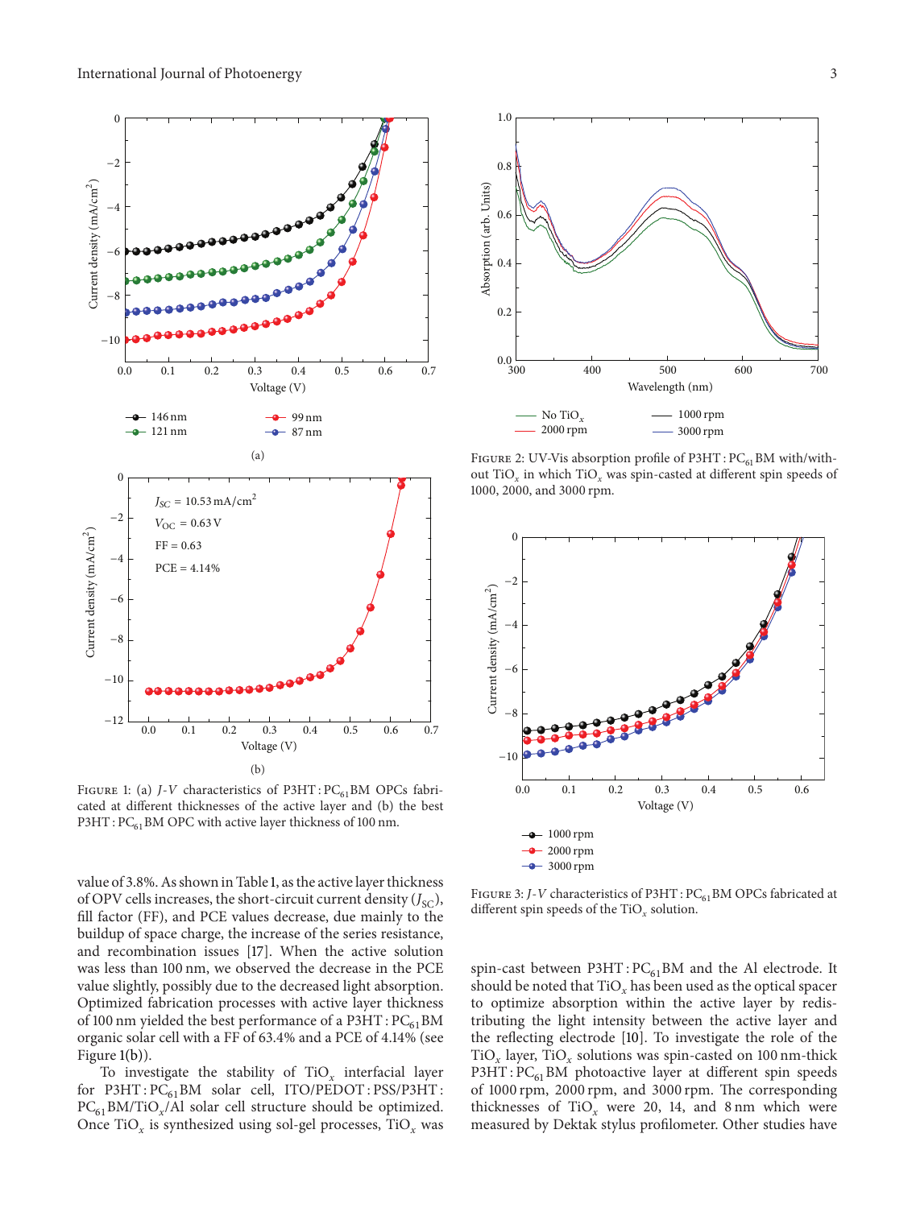(a)

Current density (mA/cm$^2$)

Voltage (V)

146 nm
121 nm
99 nm
87 nm

(b)

$J_{SC}$ = 10.53 mA/cm$^2$
$V_{OC}$ = 0.63 V
FF = 0.63
PCE = 4.14%

Current density (mA/cm$^2$)

Voltage (V)

Figure 1: (a) *J-V* characteristics of P3HT : $PC_{61}$BM OPCs fabricated at different thicknesses of the active layer and (b) the best P3HT : $PC_{61}$BM OPC with active layer thickness of 100 nm.

Absorption (arb. Units)

Wavelength (nm)

No $TiO_x$
2000 rpm
1000 rpm
3000 rpm

Figure 2: UV-Vis absorption profile of P3HT : $PC_{61}$BM with/without $TiO_x$ in which $TiO_x$ was spin-casted at different spin speeds of 1000, 2000, and 3000 rpm.

Current density (mA/cm$^2$)

Voltage (V)

1000 rpm
2000 rpm
3000 rpm

Figure 3: *J-V* characteristics of P3HT : $PC_{61}$BM OPCs fabricated at different spin speeds of the $TiO_x$ solution.

value of 3.8%. As shown in Table 1, as the active layer thickness of OPV cells increases, the short-circuit current density ($J_{SC}$), fill factor (FF), and PCE values decrease, due mainly to the buildup of space charge, the increase of the series resistance, and recombination issues [17]. When the active solution was less than 100 nm, we observed the decrease in the PCE value slightly, possibly due to the decreased light absorption. Optimized fabrication processes with active layer thickness of 100 nm yielded the best performance of a P3HT : $PC_{61}$BM organic solar cell with a FF of 63.4% and a PCE of 4.14% (see Figure 1(b)).

To investigate the stability of $TiO_x$ interfacial layer for P3HT : $PC_{61}$BM solar cell, ITO/PEDOT : PSS/P3HT : $PC_{61}$BM/$TiO_x$/Al solar cell structure should be optimized. Once $TiO_x$ is synthesized using sol-gel processes, $TiO_x$ was spin-cast between P3HT : $PC_{61}$BM and the Al electrode. It should be noted that $TiO_x$ has been used as the optical spacer to optimize absorption within the active layer by redistributing the light intensity between the active layer and the reflecting electrode [10]. To investigate the role of the $TiO_x$ layer, $TiO_x$ solutions was spin-casted on 100 nm-thick P3HT : $PC_{61}$BM photoactive layer at different spin speeds of 1000 rpm, 2000 rpm, and 3000 rpm. The corresponding thicknesses of $TiO_x$ were 20, 14, and 8 nm which were measured by Dektak stylus profilometer. Other studies have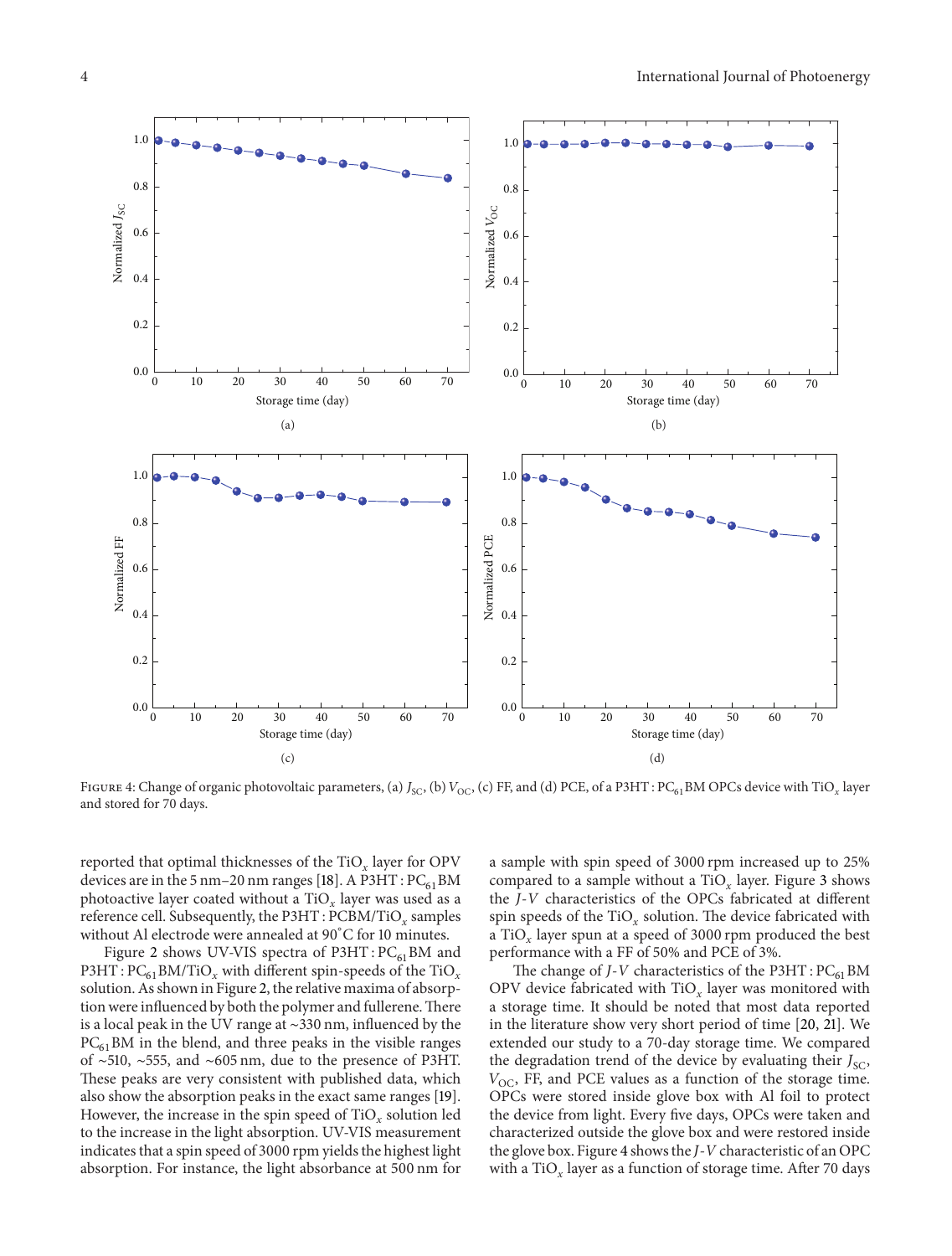Normalized $J_{SC}$

Storage time (day)

(a)

Normalized $V_{OC}$

Storage time (day)

(b)

Normalized FF

Storage time (day)

(c)

Normalized PCE

Storage time (day)

(d)

FIGURE 4: Change of organic photovoltaic parameters, (a) $J_{SC}$, (b) $V_{OC}$, (c) FF, and (d) PCE, of a P3HT : $PC_{61}BM$ OPCs device with $TiO_x$ layer and stored for 70 days.

reported that optimal thicknesses of the $TiO_x$ layer for OPV devices are in the 5 nm–20 nm ranges [18]. A P3HT : $PC_{61}BM$ photoactive layer coated without a $TiO_x$ layer was used as a reference cell. Subsequently, the P3HT : PCBM/$TiO_x$ samples without Al electrode were annealed at 90°C for 10 minutes.

Figure 2 shows UV-VIS spectra of P3HT : $PC_{61}BM$ and P3HT : $PC_{61}BM$/$TiO_x$ with different spin-speeds of the $TiO_x$ solution. As shown in Figure 2, the relative maxima of absorption were influenced by both the polymer and fullerene. There is a local peak in the UV range at ~330 nm, influenced by the $PC_{61}BM$ in the blend, and three peaks in the visible ranges of ~510, ~555, and ~605 nm, due to the presence of P3HT. These peaks are very consistent with published data, which also show the absorption peaks in the exact same ranges [19]. However, the increase in the spin speed of $TiO_x$ solution led to the increase in the light absorption. UV-VIS measurement indicates that a spin speed of 3000 rpm yields the highest light absorption. For instance, the light absorbance at 500 nm for a sample with spin speed of 3000 rpm increased up to 25% compared to a sample without a $TiO_x$ layer. Figure 3 shows the *J-V* characteristics of the OPCs fabricated at different spin speeds of the $TiO_x$ solution. The device fabricated with a $TiO_x$ layer spun at a speed of 3000 rpm produced the best performance with a FF of 50% and PCE of 3%.

The change of *J-V* characteristics of the P3HT : $PC_{61}BM$ OPV device fabricated with $TiO_x$ layer was monitored with a storage time. It should be noted that most data reported in the literature show very short period of time [20, 21]. We extended our study to a 70-day storage time. We compared the degradation trend of the device by evaluating their $J_{SC}$, $V_{OC}$, FF, and PCE values as a function of the storage time. OPCs were stored inside glove box with Al foil to protect the device from light. Every five days, OPCs were taken and characterized outside the glove box and were restored inside the glove box. Figure 4 shows the *J-V* characteristic of an OPC with a $TiO_x$ layer as a function of storage time. After 70 days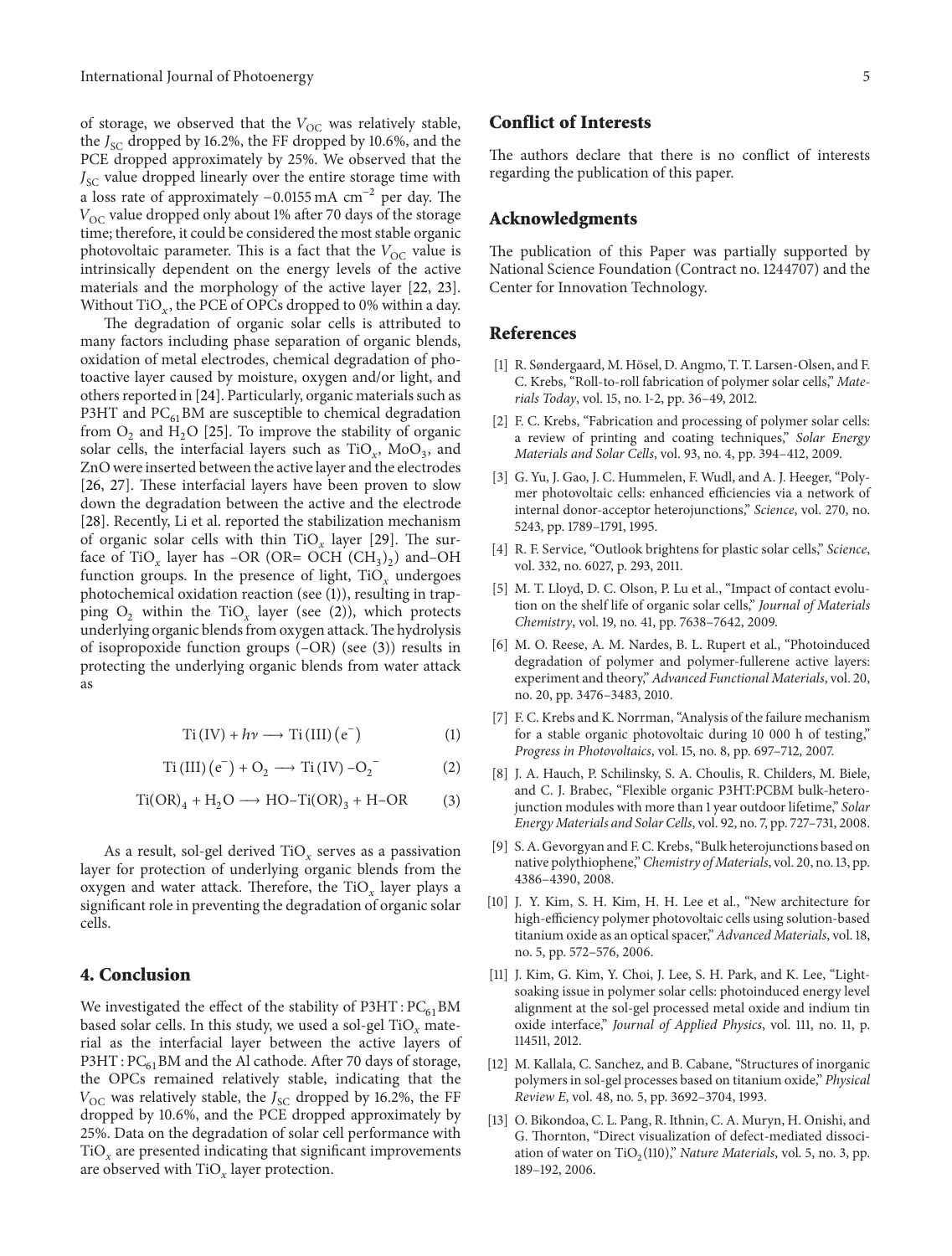of storage, we observed that the $V_{OC}$ was relatively stable, the $J_{SC}$ dropped by 16.2%, the FF dropped by 10.6%, and the PCE dropped approximately by 25%. We observed that the $J_{SC}$ value dropped linearly over the entire storage time with a loss rate of approximately $-0.0155\ \mathrm{mA\ cm^{-2}}$ per day. The $V_{OC}$ value dropped only about 1% after 70 days of the storage time; therefore, it could be considered the most stable organic photovoltaic parameter. This is a fact that the $V_{OC}$ value is intrinsically dependent on the energy levels of the active materials and the morphology of the active layer [22, 23]. Without $TiO_x$, the PCE of OPCs dropped to 0% within a day.

The degradation of organic solar cells is attributed to many factors including phase separation of organic blends, oxidation of metal electrodes, chemical degradation of photoactive layer caused by moisture, oxygen and/or light, and others reported in [24]. Particularly, organic materials such as P3HT and $PC_{61}BM$ are susceptible to chemical degradation from $O_2$ and $H_2O$ [25]. To improve the stability of organic solar cells, the interfacial layers such as $TiO_x$, $MoO_3$, and ZnO were inserted between the active layer and the electrodes [26, 27]. These interfacial layers have been proven to slow down the degradation between the active and the electrode [28]. Recently, Li et al. reported the stabilization mechanism of organic solar cells with thin $TiO_x$ layer [29]. The surface of $TiO_x$ layer has –OR (OR= $OCH(CH_3)_2$) and–OH function groups. In the presence of light, $TiO_x$ undergoes photochemical oxidation reaction (see (1)), resulting in trapping $O_2$ within the $TiO_x$ layer (see (2)), which protects underlying organic blends from oxygen attack. The hydrolysis of isopropoxide function groups (–OR) (see (3)) results in protecting the underlying organic blends from water attack as

$$\mathrm{Ti(IV)} + h\nu \longrightarrow \mathrm{Ti(III)}\left(e^{-}\right) \tag{1}$$

$$\mathrm{Ti(III)}\left(e^{-}\right) + O_2 \longrightarrow \mathrm{Ti(IV)}-{O_2}^{-} \tag{2}$$

$$\mathrm{Ti(OR)_4} + H_2O \longrightarrow \mathrm{HO{-}Ti(OR)_3} + \mathrm{H{-}OR} \tag{3}$$

As a result, sol-gel derived $TiO_x$ serves as a passivation layer for protection of underlying organic blends from the oxygen and water attack. Therefore, the $TiO_x$ layer plays a significant role in preventing the degradation of organic solar cells.

## 4. Conclusion

We investigated the effect of the stability of P3HT : $PC_{61}BM$ based solar cells. In this study, we used a sol-gel $TiO_x$ material as the interfacial layer between the active layers of P3HT : $PC_{61}BM$ and the Al cathode. After 70 days of storage, the OPCs remained relatively stable, indicating that the $V_{OC}$ was relatively stable, the $J_{SC}$ dropped by 16.2%, the FF dropped by 10.6%, and the PCE dropped approximately by 25%. Data on the degradation of solar cell performance with $TiO_x$ are presented indicating that significant improvements are observed with $TiO_x$ layer protection.

## Conflict of Interests

The authors declare that there is no conflict of interests regarding the publication of this paper.

## Acknowledgments

The publication of this Paper was partially supported by National Science Foundation (Contract no. 1244707) and the Center for Innovation Technology.

## References

[1] R. Søndergaard, M. Hösel, D. Angmo, T. T. Larsen-Olsen, and F. C. Krebs, "Roll-to-roll fabrication of polymer solar cells," *Materials Today*, vol. 15, no. 1-2, pp. 36–49, 2012.

[2] F. C. Krebs, "Fabrication and processing of polymer solar cells: a review of printing and coating techniques," *Solar Energy Materials and Solar Cells*, vol. 93, no. 4, pp. 394–412, 2009.

[3] G. Yu, J. Gao, J. C. Hummelen, F. Wudl, and A. J. Heeger, "Polymer photovoltaic cells: enhanced efficiencies via a network of internal donor-acceptor heterojunctions," *Science*, vol. 270, no. 5243, pp. 1789–1791, 1995.

[4] R. F. Service, "Outlook brightens for plastic solar cells," *Science*, vol. 332, no. 6027, p. 293, 2011.

[5] M. T. Lloyd, D. C. Olson, P. Lu et al., "Impact of contact evolution on the shelf life of organic solar cells," *Journal of Materials Chemistry*, vol. 19, no. 41, pp. 7638–7642, 2009.

[6] M. O. Reese, A. M. Nardes, B. L. Rupert et al., "Photoinduced degradation of polymer and polymer-fullerene active layers: experiment and theory," *Advanced Functional Materials*, vol. 20, no. 20, pp. 3476–3483, 2010.

[7] F. C. Krebs and K. Norrman, "Analysis of the failure mechanism for a stable organic photovoltaic during 10 000 h of testing," *Progress in Photovoltaics*, vol. 15, no. 8, pp. 697–712, 2007.

[8] J. A. Hauch, P. Schilinsky, S. A. Choulis, R. Childers, M. Biele, and C. J. Brabec, "Flexible organic P3HT:PCBM bulk-heterojunction modules with more than 1 year outdoor lifetime," *Solar Energy Materials and Solar Cells*, vol. 92, no. 7, pp. 727–731, 2008.

[9] S. A. Gevorgyan and F. C. Krebs, "Bulk heterojunctions based on native polythiophene," *Chemistry of Materials*, vol. 20, no. 13, pp. 4386–4390, 2008.

[10] J. Y. Kim, S. H. Kim, H. H. Lee et al., "New architecture for high-efficiency polymer photovoltaic cells using solution-based titanium oxide as an optical spacer," *Advanced Materials*, vol. 18, no. 5, pp. 572–576, 2006.

[11] J. Kim, G. Kim, Y. Choi, J. Lee, S. H. Park, and K. Lee, "Light-soaking issue in polymer solar cells: photoinduced energy level alignment at the sol-gel processed metal oxide and indium tin oxide interface," *Journal of Applied Physics*, vol. 111, no. 11, p. 114511, 2012.

[12] M. Kallala, C. Sanchez, and B. Cabane, "Structures of inorganic polymers in sol-gel processes based on titanium oxide," *Physical Review E*, vol. 48, no. 5, pp. 3692–3704, 1993.

[13] O. Bikondoa, C. L. Pang, R. Ithnin, C. A. Muryn, H. Onishi, and G. Thornton, "Direct visualization of defect-mediated dissociation of water on $TiO_2$(110)," *Nature Materials*, vol. 5, no. 3, pp. 189–192, 2006.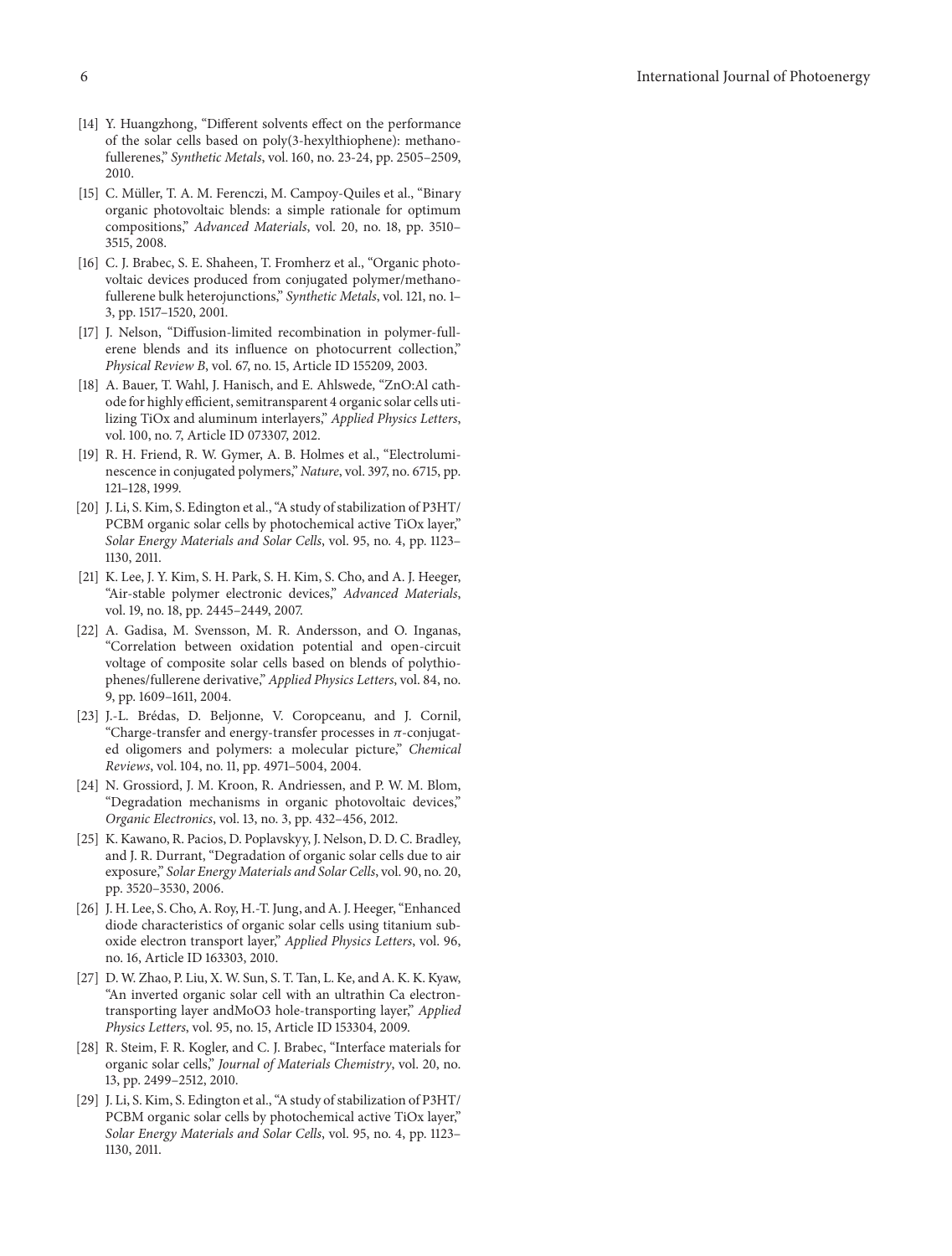[14] Y. Huangzhong, "Different solvents effect on the performance of the solar cells based on poly(3-hexylthiophene): methanofullerenes," *Synthetic Metals*, vol. 160, no. 23-24, pp. 2505–2509, 2010.

[15] C. Müller, T. A. M. Ferenczi, M. Campoy-Quiles et al., "Binary organic photovoltaic blends: a simple rationale for optimum compositions," *Advanced Materials*, vol. 20, no. 18, pp. 3510–3515, 2008.

[16] C. J. Brabec, S. E. Shaheen, T. Fromherz et al., "Organic photovoltaic devices produced from conjugated polymer/methanofullerene bulk heterojunctions," *Synthetic Metals*, vol. 121, no. 1–3, pp. 1517–1520, 2001.

[17] J. Nelson, "Diffusion-limited recombination in polymer-fullerene blends and its influence on photocurrent collection," *Physical Review B*, vol. 67, no. 15, Article ID 155209, 2003.

[18] A. Bauer, T. Wahl, J. Hanisch, and E. Ahlswede, "ZnO:Al cathode for highly efficient, semitransparent 4 organic solar cells utilizing TiOx and aluminum interlayers," *Applied Physics Letters*, vol. 100, no. 7, Article ID 073307, 2012.

[19] R. H. Friend, R. W. Gymer, A. B. Holmes et al., "Electroluminescence in conjugated polymers," *Nature*, vol. 397, no. 6715, pp. 121–128, 1999.

[20] J. Li, S. Kim, S. Edington et al., "A study of stabilization of P3HT/PCBM organic solar cells by photochemical active TiOx layer," *Solar Energy Materials and Solar Cells*, vol. 95, no. 4, pp. 1123–1130, 2011.

[21] K. Lee, J. Y. Kim, S. H. Park, S. H. Kim, S. Cho, and A. J. Heeger, "Air-stable polymer electronic devices," *Advanced Materials*, vol. 19, no. 18, pp. 2445–2449, 2007.

[22] A. Gadisa, M. Svensson, M. R. Andersson, and O. Inganas, "Correlation between oxidation potential and open-circuit voltage of composite solar cells based on blends of polythiophenes/fullerene derivative," *Applied Physics Letters*, vol. 84, no. 9, pp. 1609–1611, 2004.

[23] J.-L. Brédas, D. Beljonne, V. Coropceanu, and J. Cornil, "Charge-transfer and energy-transfer processes in $\pi$-conjugated oligomers and polymers: a molecular picture," *Chemical Reviews*, vol. 104, no. 11, pp. 4971–5004, 2004.

[24] N. Grossiord, J. M. Kroon, R. Andriessen, and P. W. M. Blom, "Degradation mechanisms in organic photovoltaic devices," *Organic Electronics*, vol. 13, no. 3, pp. 432–456, 2012.

[25] K. Kawano, R. Pacios, D. Poplavskyy, J. Nelson, D. D. C. Bradley, and J. R. Durrant, "Degradation of organic solar cells due to air exposure," *Solar Energy Materials and Solar Cells*, vol. 90, no. 20, pp. 3520–3530, 2006.

[26] J. H. Lee, S. Cho, A. Roy, H.-T. Jung, and A. J. Heeger, "Enhanced diode characteristics of organic solar cells using titanium suboxide electron transport layer," *Applied Physics Letters*, vol. 96, no. 16, Article ID 163303, 2010.

[27] D. W. Zhao, P. Liu, X. W. Sun, S. T. Tan, L. Ke, and A. K. K. Kyaw, "An inverted organic solar cell with an ultrathin Ca electron-transporting layer andMoO3 hole-transporting layer," *Applied Physics Letters*, vol. 95, no. 15, Article ID 153304, 2009.

[28] R. Steim, F. R. Kogler, and C. J. Brabec, "Interface materials for organic solar cells," *Journal of Materials Chemistry*, vol. 20, no. 13, pp. 2499–2512, 2010.

[29] J. Li, S. Kim, S. Edington et al., "A study of stabilization of P3HT/PCBM organic solar cells by photochemical active TiOx layer," *Solar Energy Materials and Solar Cells*, vol. 95, no. 4, pp. 1123–1130, 2011.